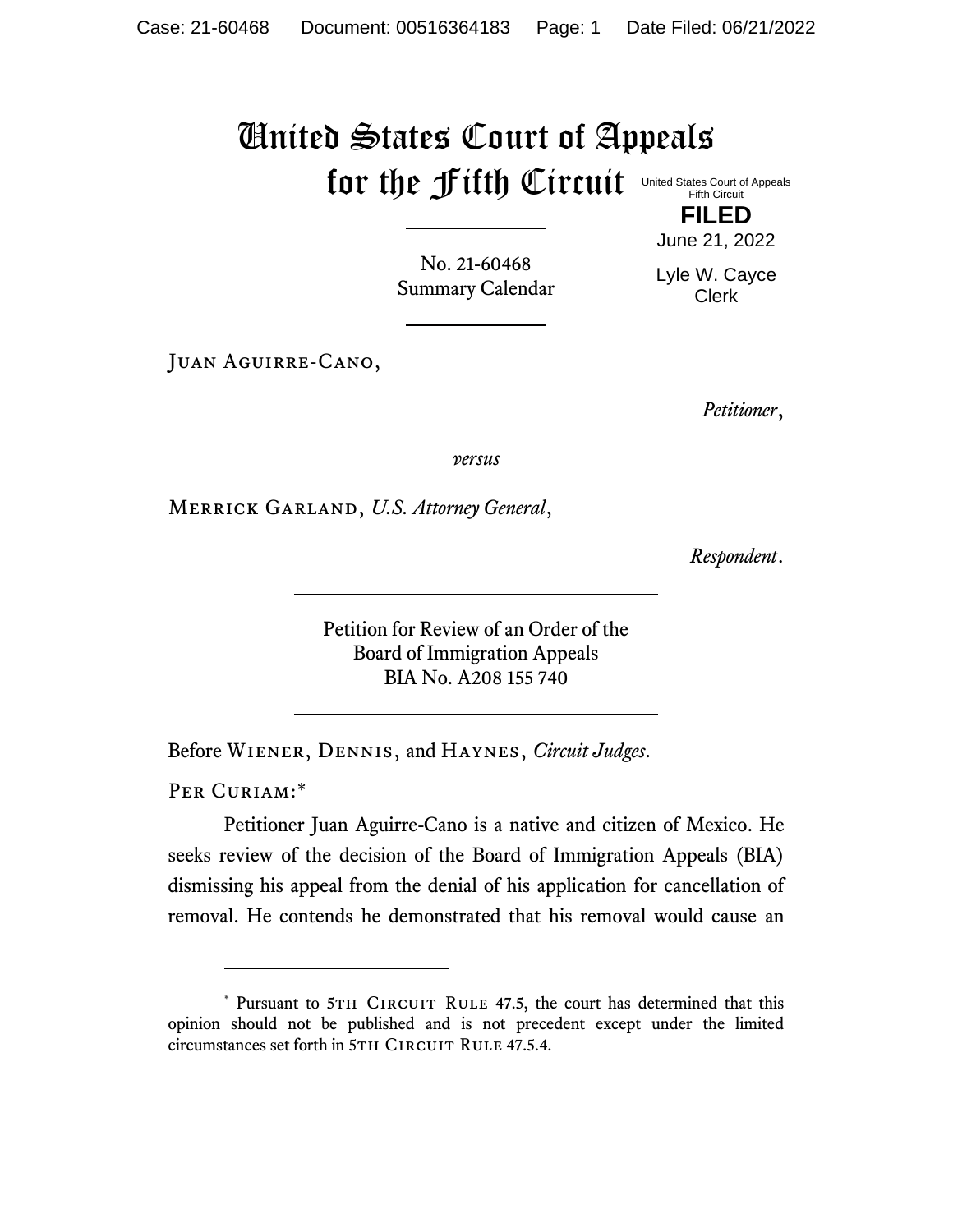# United States Court of Appeals for the Fifth Circuit

United States Court of Appeals
Fifth Circuit

**FILED**

June 21, 2022

Lyle W. Cayce
Clerk

---

No. 21-60468
Summary Calendar

---

JUAN AGUIRRE-CANO,

*Petitioner*,

*versus*

MERRICK GARLAND, *U.S. Attorney General*,

*Respondent*.

---

Petition for Review of an Order of the
Board of Immigration Appeals
BIA No. A208 155 740

---

Before WIENER, DENNIS, and HAYNES, *Circuit Judges*.

PER CURIAM:*

Petitioner Juan Aguirre-Cano is a native and citizen of Mexico. He seeks review of the decision of the Board of Immigration Appeals (BIA) dismissing his appeal from the denial of his application for cancellation of removal. He contends he demonstrated that his removal would cause an

---

* Pursuant to 5TH CIRCUIT RULE 47.5, the court has determined that this opinion should not be published and is not precedent except under the limited circumstances set forth in 5TH CIRCUIT RULE 47.5.4.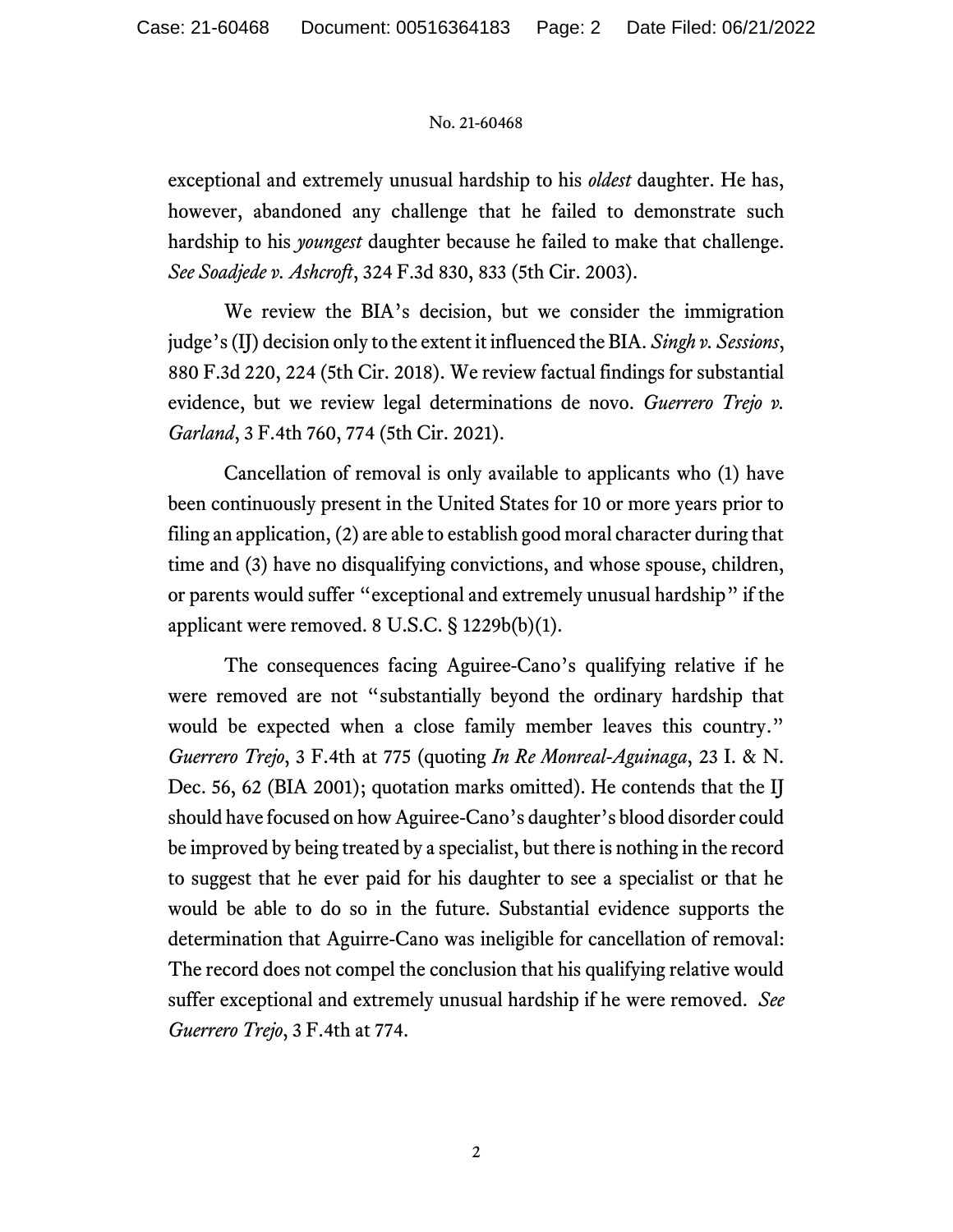exceptional and extremely unusual hardship to his *oldest* daughter. He has, however, abandoned any challenge that he failed to demonstrate such hardship to his *youngest* daughter because he failed to make that challenge. *See Soadjede v. Ashcroft*, 324 F.3d 830, 833 (5th Cir. 2003).

We review the BIA's decision, but we consider the immigration judge's (IJ) decision only to the extent it influenced the BIA. *Singh v. Sessions*, 880 F.3d 220, 224 (5th Cir. 2018). We review factual findings for substantial evidence, but we review legal determinations de novo. *Guerrero Trejo v. Garland*, 3 F.4th 760, 774 (5th Cir. 2021).

Cancellation of removal is only available to applicants who (1) have been continuously present in the United States for 10 or more years prior to filing an application, (2) are able to establish good moral character during that time and (3) have no disqualifying convictions, and whose spouse, children, or parents would suffer "exceptional and extremely unusual hardship" if the applicant were removed. 8 U.S.C. § 1229b(b)(1).

The consequences facing Aguiree-Cano's qualifying relative if he were removed are not "substantially beyond the ordinary hardship that would be expected when a close family member leaves this country." *Guerrero Trejo*, 3 F.4th at 775 (quoting *In Re Monreal-Aguinaga*, 23 I. & N. Dec. 56, 62 (BIA 2001); quotation marks omitted). He contends that the IJ should have focused on how Aguiree-Cano's daughter's blood disorder could be improved by being treated by a specialist, but there is nothing in the record to suggest that he ever paid for his daughter to see a specialist or that he would be able to do so in the future. Substantial evidence supports the determination that Aguirre-Cano was ineligible for cancellation of removal: The record does not compel the conclusion that his qualifying relative would suffer exceptional and extremely unusual hardship if he were removed. *See Guerrero Trejo*, 3 F.4th at 774.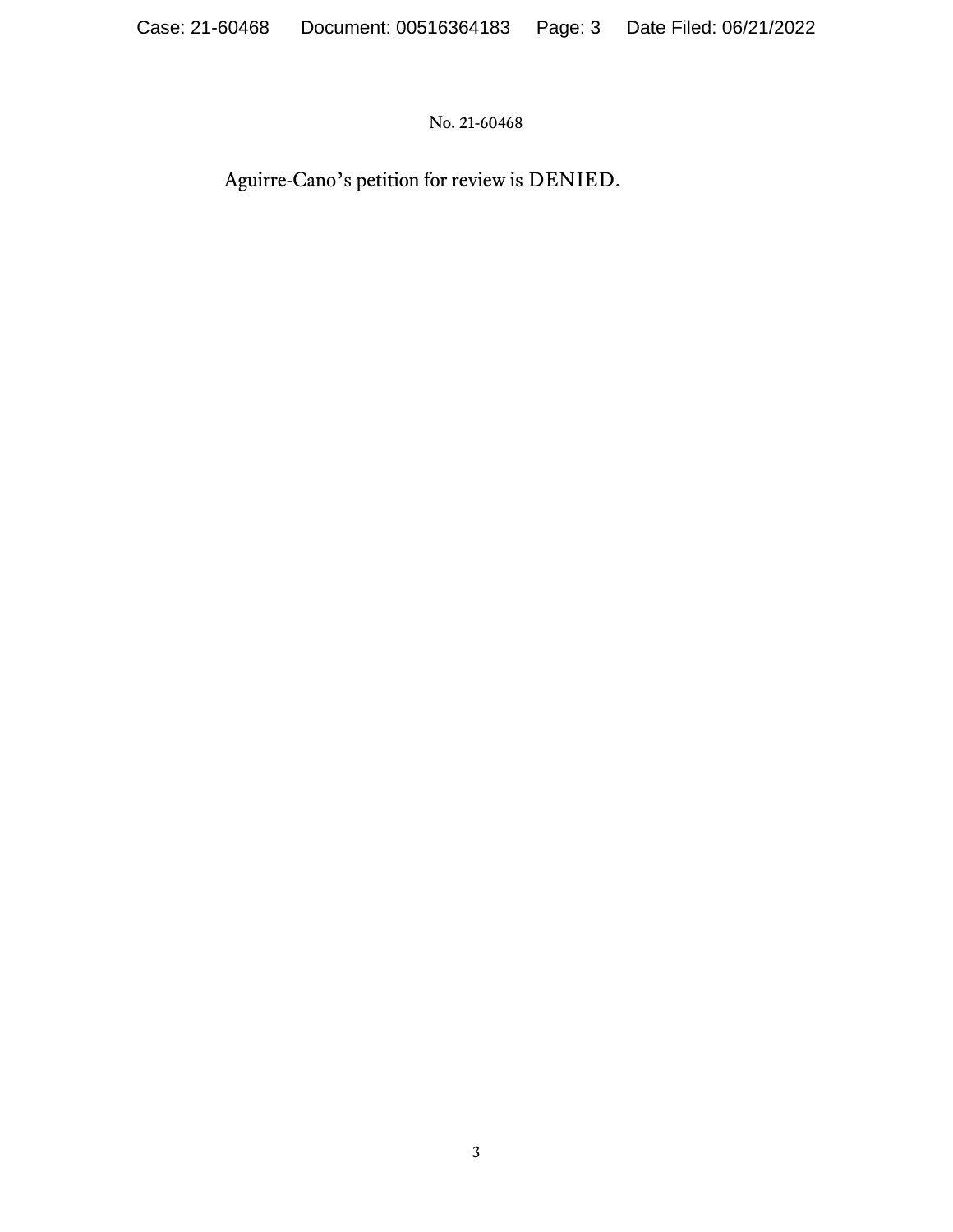Aguirre-Cano's petition for review is DENIED.